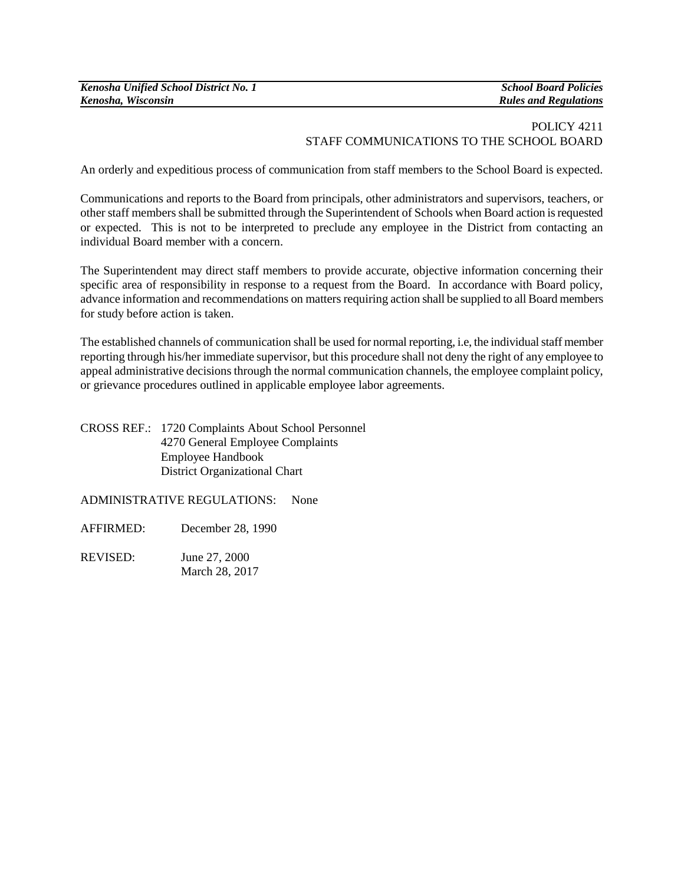# POLICY 4211
## STAFF COMMUNICATIONS TO THE SCHOOL BOARD

An orderly and expeditious process of communication from staff members to the School Board is expected.

Communications and reports to the Board from principals, other administrators and supervisors, teachers, or other staff members shall be submitted through the Superintendent of Schools when Board action is requested or expected. This is not to be interpreted to preclude any employee in the District from contacting an individual Board member with a concern.

The Superintendent may direct staff members to provide accurate, objective information concerning their specific area of responsibility in response to a request from the Board. In accordance with Board policy, advance information and recommendations on matters requiring action shall be supplied to all Board members for study before action is taken.

The established channels of communication shall be used for normal reporting, i.e, the individual staff member reporting through his/her immediate supervisor, but this procedure shall not deny the right of any employee to appeal administrative decisions through the normal communication channels, the employee complaint policy, or grievance procedures outlined in applicable employee labor agreements.

CROSS REF.: 1720 Complaints About School Personnel
4270 General Employee Complaints
Employee Handbook
District Organizational Chart

ADMINISTRATIVE REGULATIONS: None

AFFIRMED: December 28, 1990

REVISED: June 27, 2000
March 28, 2017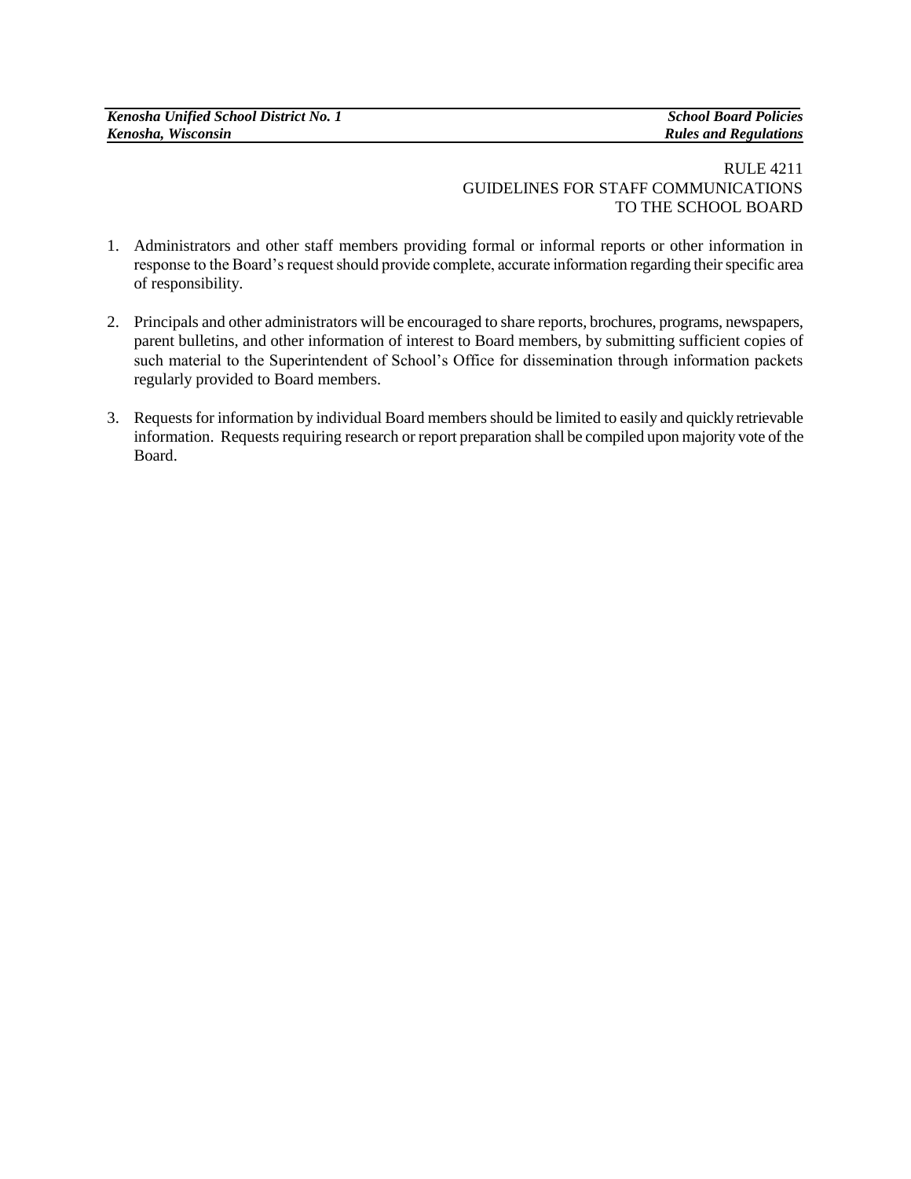RULE 4211
GUIDELINES FOR STAFF COMMUNICATIONS
TO THE SCHOOL BOARD

1. Administrators and other staff members providing formal or informal reports or other information in response to the Board's request should provide complete, accurate information regarding their specific area of responsibility.

2. Principals and other administrators will be encouraged to share reports, brochures, programs, newspapers, parent bulletins, and other information of interest to Board members, by submitting sufficient copies of such material to the Superintendent of School's Office for dissemination through information packets regularly provided to Board members.

3. Requests for information by individual Board members should be limited to easily and quickly retrievable information. Requests requiring research or report preparation shall be compiled upon majority vote of the Board.